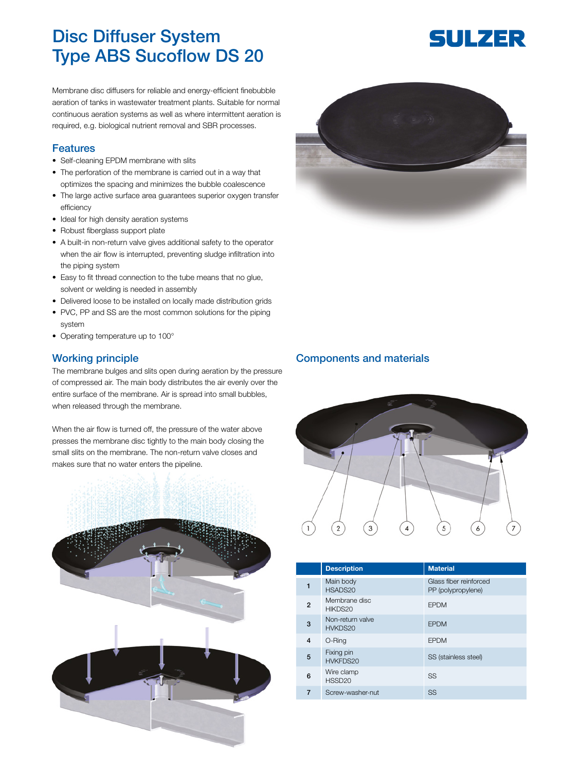# Disc Diffuser System Type ABS Sucoflow DS 20

SULZER

Membrane disc diffusers for reliable and energy-efficient finebubble aeration of tanks in wastewater treatment plants. Suitable for normal continuous aeration systems as well as where intermittent aeration is required, e.g. biological nutrient removal and SBR processes.

## Features

- Self-cleaning EPDM membrane with slits
- The perforation of the membrane is carried out in a way that optimizes the spacing and minimizes the bubble coalescence
- The large active surface area guarantees superior oxygen transfer efficiency
- Ideal for high density aeration systems
- Robust fiberglass support plate
- A built-in non-return valve gives additional safety to the operator when the air flow is interrupted, preventing sludge infiltration into the piping system
- Easy to fit thread connection to the tube means that no glue, solvent or welding is needed in assembly
- Delivered loose to be installed on locally made distribution grids
- PVC, PP and SS are the most common solutions for the piping system
- Operating temperature up to 100°

## Working principle

The membrane bulges and slits open during aeration by the pressure of compressed air. The main body distributes the air evenly over the entire surface of the membrane. Air is spread into small bubbles, when released through the membrane.

When the air flow is turned off, the pressure of the water above presses the membrane disc tightly to the main body closing the small slits on the membrane. The non-return valve closes and makes sure that no water enters the pipeline.

## Components and materials

| | Description | Material |
|---|---|---|
| 1 | Main body HSADS20 | Glass fiber reinforced PP (polypropylene) |
| 2 | Membrane disc HIKDS20 | EPDM |
| 3 | Non-return valve HVKDS20 | EPDM |
| 4 | O-Ring | EPDM |
| 5 | Fixing pin HVKFDS20 | SS (stainless steel) |
| 6 | Wire clamp HSSD20 | SS |
| 7 | Screw-washer-nut | SS |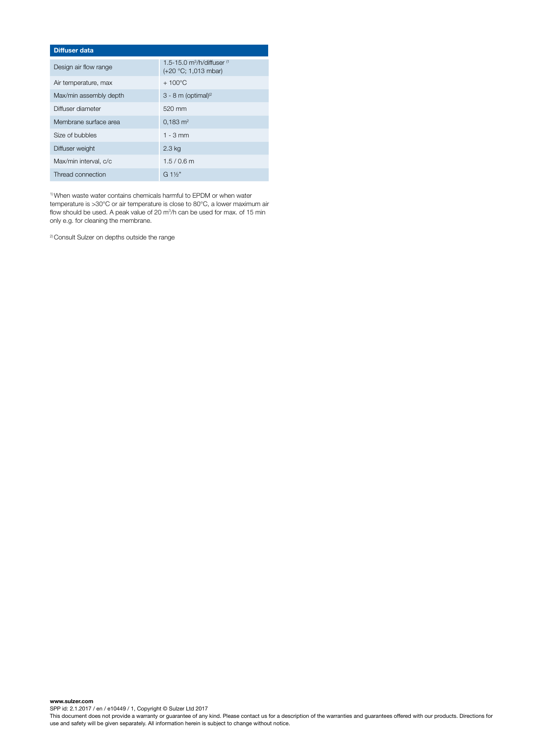| Diffuser data | |
| --- | --- |
| Design air flow range | 1.5-15.0 $m^3$/h/diffuser [1]<br>(+20 °C; 1,013 mbar) |
| Air temperature, max | + 100°C |
| Max/min assembly depth | 3 - 8 m (optimal)[2] |
| Diffuser diameter | 520 mm |
| Membrane surface area | 0,183 $m^2$ |
| Size of bubbles | 1 - 3 mm |
| Diffuser weight | 2.3 kg |
| Max/min interval, c/c | 1.5 / 0.6 m |
| Thread connection | G 1½" |

[1] When waste water contains chemicals harmful to EPDM or when water temperature is >30°C or air temperature is close to 80°C, a lower maximum air flow should be used. A peak value of 20 $m^3$/h can be used for max. of 15 min only e.g. for cleaning the membrane.

[2] Consult Sulzer on depths outside the range

**www.sulzer.com**

SPP id: 2.1.2017 / en / e10449 / 1, Copyright © Sulzer Ltd 2017

This document does not provide a warranty or guarantee of any kind. Please contact us for a description of the warranties and guarantees offered with our products. Directions for use and safety will be given separately. All information herein is subject to change without notice.